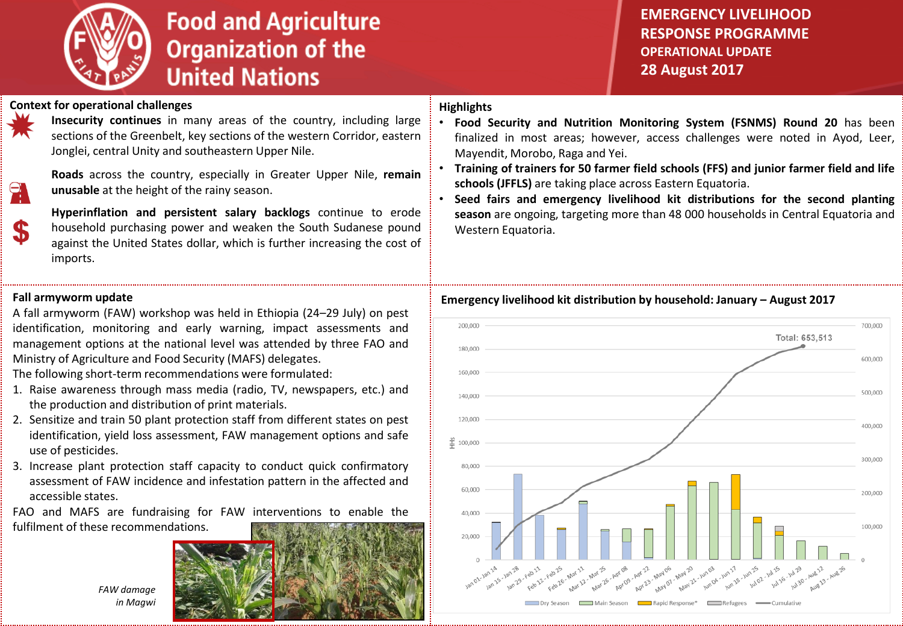# Food and Agriculture Organization of the United Nations

**EMERGENCY LIVELIHOOD RESPONSE PROGRAMME**
**OPERATIONAL UPDATE**
**28 August 2017**

## Context for operational challenges

**Insecurity continues** in many areas of the country, including large sections of the Greenbelt, key sections of the western Corridor, eastern Jonglei, central Unity and southeastern Upper Nile.

**Roads** across the country, especially in Greater Upper Nile, **remain unusable** at the height of the rainy season.

**Hyperinflation and persistent salary backlogs** continue to erode household purchasing power and weaken the South Sudanese pound against the United States dollar, which is further increasing the cost of imports.

## Highlights

- **Food Security and Nutrition Monitoring System (FSNMS) Round 20** has been finalized in most areas; however, access challenges were noted in Ayod, Leer, Mayendit, Morobo, Raga and Yei.
- **Training of trainers for 50 farmer field schools (FFS) and junior farmer field and life schools (JFFLS)** are taking place across Eastern Equatoria.
- **Seed fairs and emergency livelihood kit distributions for the second planting season** are ongoing, targeting more than 48 000 households in Central Equatoria and Western Equatoria.

## Fall armyworm update

A fall armyworm (FAW) workshop was held in Ethiopia (24–29 July) on pest identification, monitoring and early warning, impact assessments and management options at the national level was attended by three FAO and Ministry of Agriculture and Food Security (MAFS) delegates.

The following short-term recommendations were formulated:

1. Raise awareness through mass media (radio, TV, newspapers, etc.) and the production and distribution of print materials.
2. Sensitize and train 50 plant protection staff from different states on pest identification, yield loss assessment, FAW management options and safe use of pesticides.
3. Increase plant protection staff capacity to conduct quick confirmatory assessment of FAW incidence and infestation pattern in the affected and accessible states.

FAO and MAFS are fundraising for FAW interventions to enable the fulfilment of these recommendations.

*FAW damage in Magwi*

## Emergency livelihood kit distribution by household: January – August 2017

Total: 653,513

Legend: Dry Season, Main Season, Rapid Response*, Refugees, Cumulative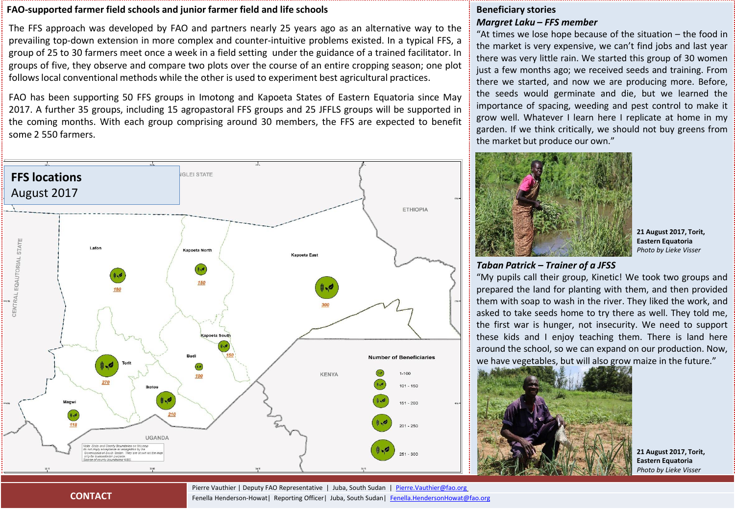## FAO-supported farmer field schools and junior farmer field and life schools

The FFS approach was developed by FAO and partners nearly 25 years ago as an alternative way to the prevailing top-down extension in more complex and counter-intuitive problems existed. In a typical FFS, a group of 25 to 30 farmers meet once a week in a field setting under the guidance of a trained facilitator. In groups of five, they observe and compare two plots over the course of an entire cropping season; one plot follows local conventional methods while the other is used to experiment best agricultural practices.

FAO has been supporting 50 FFS groups in Imotong and Kapoeta States of Eastern Equatoria since May 2017. A further 35 groups, including 15 agropastoral FFS groups and 25 JFFLS groups will be supported in the coming months. With each group comprising around 30 members, the FFS are expected to benefit some 2 550 farmers.

**FFS locations**
August 2017

JONGLEI STATE
ETHIOPIA
CENTRAL EQUATORIAL STATE
KENYA
UGANDA

Lafon
180

Kapoeta North
150

Kapoeta East
300

Kapoeta South
150

Budi
100

Torit
270

Ikotos
210

Magwi
118

Number of Beneficiaries
1-100
101 - 150
151 - 200
201 - 250
251 - 300

Note: State and County Boundaries on this map do not imply acceptance or recognition by the Government of South Sudan. They are shown on the map only for humanitarian purpose. Source of county boundaries: NBS

## Beneficiary stories

### *Margret Laku – FFS member*

"At times we lose hope because of the situation – the food in the market is very expensive, we can't find jobs and last year there was very little rain. We started this group of 30 women just a few months ago; we received seeds and training. From there we started, and now we are producing more. Before, the seeds would germinate and die, but we learned the importance of spacing, weeding and pest control to make it grow well. Whatever I learn here I replicate at home in my garden. If we think critically, we should not buy greens from the market but produce our own."

**21 August 2017, Torit, Eastern Equatoria**
*Photo by Lieke Visser*

### *Taban Patrick – Trainer of a JFSS*

"My pupils call their group, Kinetic! We took two groups and prepared the land for planting with them, and then provided them with soap to wash in the river. They liked the work, and asked to take seeds home to try there as well. They told me, the first war is hunger, not insecurity. We need to support these kids and I enjoy teaching them. There is land here around the school, so we can expand on our production. Now, we have vegetables, but will also grow maize in the future."

**21 August 2017, Torit, Eastern Equatoria**
*Photo by Lieke Visser*

**CONTACT**

Pierre Vauthier | Deputy FAO Representative | Juba, South Sudan | Pierre.Vauthier@fao.org

Fenella Henderson-Howat| Reporting Officer| Juba, South Sudan| Fenella.HendersonHowat@fao.org